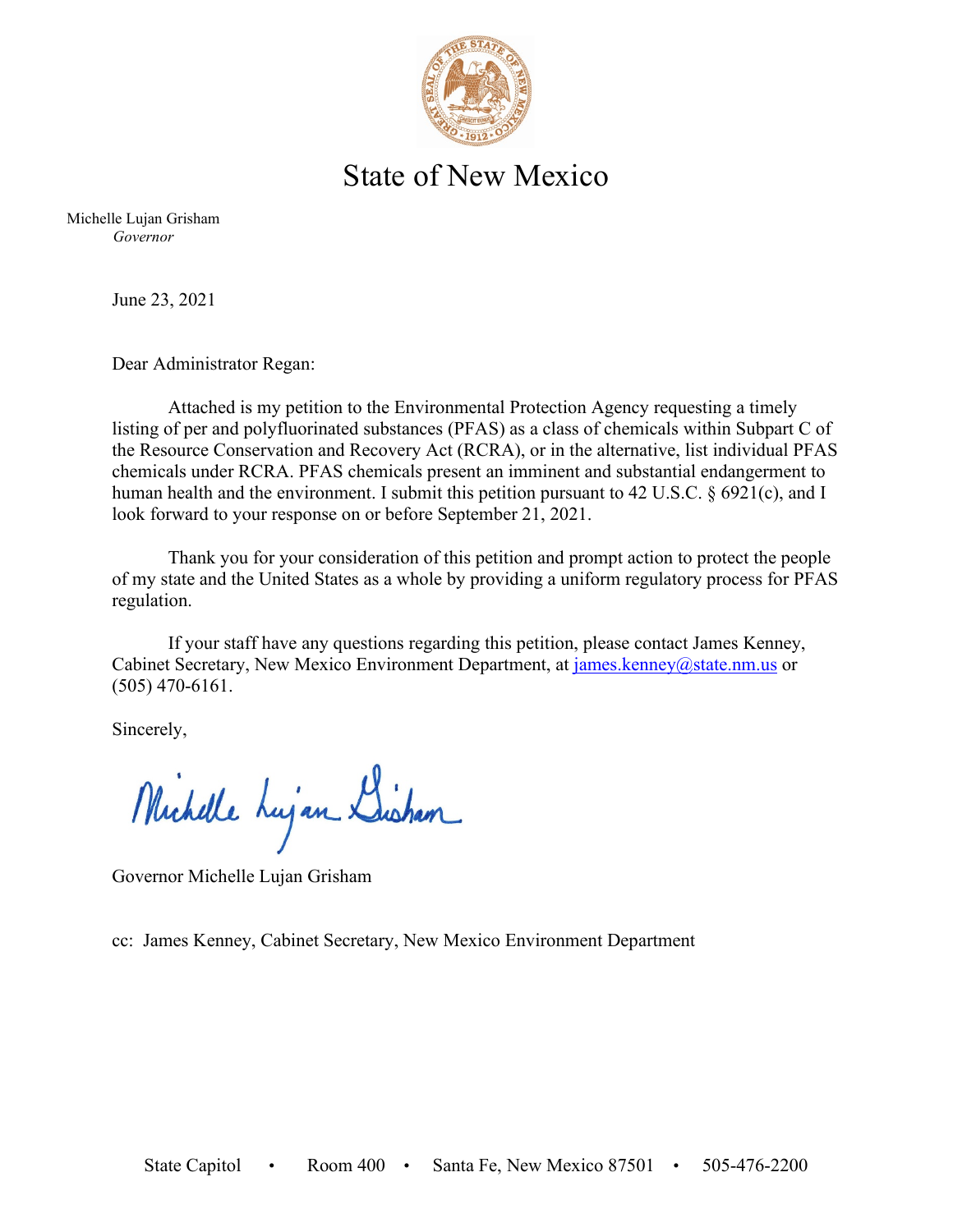# State of New Mexico

Michelle Lujan Grisham
*Governor*

June 23, 2021

Dear Administrator Regan:

Attached is my petition to the Environmental Protection Agency requesting a timely listing of per and polyfluorinated substances (PFAS) as a class of chemicals within Subpart C of the Resource Conservation and Recovery Act (RCRA), or in the alternative, list individual PFAS chemicals under RCRA. PFAS chemicals present an imminent and substantial endangerment to human health and the environment. I submit this petition pursuant to 42 U.S.C. § 6921(c), and I look forward to your response on or before September 21, 2021.

Thank you for your consideration of this petition and prompt action to protect the people of my state and the United States as a whole by providing a uniform regulatory process for PFAS regulation.

If your staff have any questions regarding this petition, please contact James Kenney, Cabinet Secretary, New Mexico Environment Department, at james.kenney@state.nm.us or (505) 470-6161.

Sincerely,

Governor Michelle Lujan Grisham

cc: James Kenney, Cabinet Secretary, New Mexico Environment Department

State Capitol • Room 400 • Santa Fe, New Mexico 87501 • 505-476-2200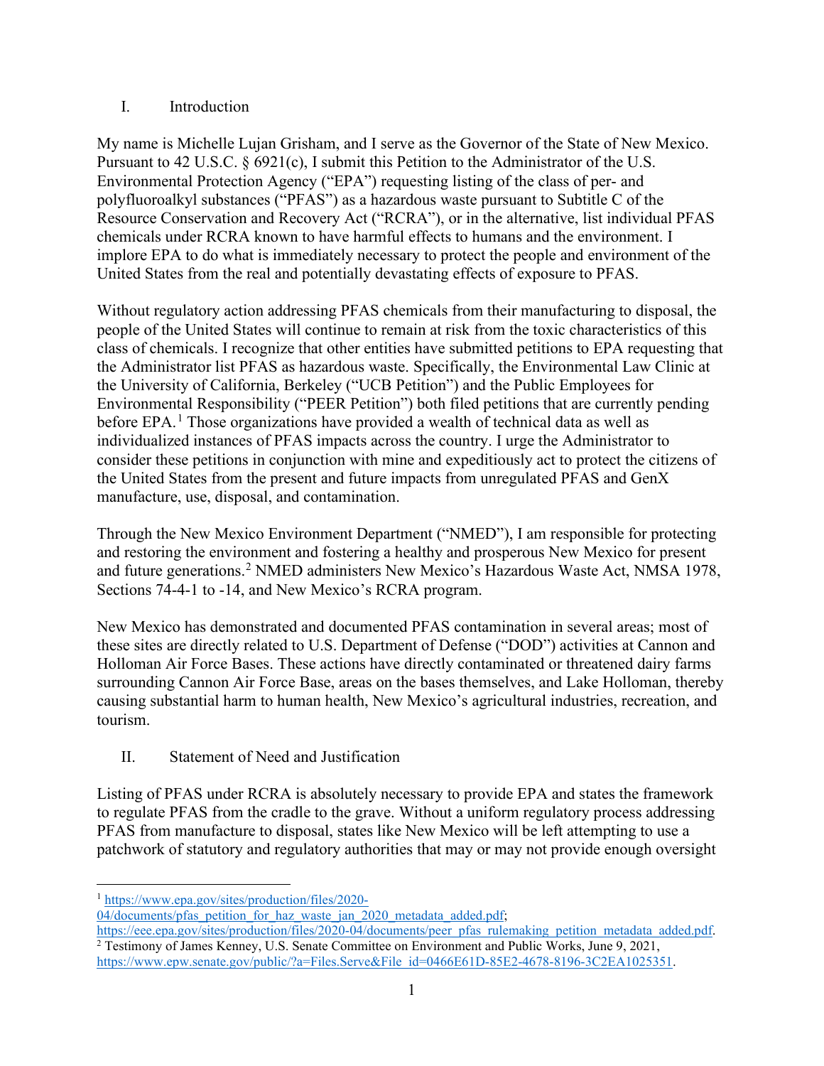## I. Introduction

My name is Michelle Lujan Grisham, and I serve as the Governor of the State of New Mexico. Pursuant to 42 U.S.C. § 6921(c), I submit this Petition to the Administrator of the U.S. Environmental Protection Agency ("EPA") requesting listing of the class of per- and polyfluoroalkyl substances ("PFAS") as a hazardous waste pursuant to Subtitle C of the Resource Conservation and Recovery Act ("RCRA"), or in the alternative, list individual PFAS chemicals under RCRA known to have harmful effects to humans and the environment. I implore EPA to do what is immediately necessary to protect the people and environment of the United States from the real and potentially devastating effects of exposure to PFAS.

Without regulatory action addressing PFAS chemicals from their manufacturing to disposal, the people of the United States will continue to remain at risk from the toxic characteristics of this class of chemicals. I recognize that other entities have submitted petitions to EPA requesting that the Administrator list PFAS as hazardous waste. Specifically, the Environmental Law Clinic at the University of California, Berkeley ("UCB Petition") and the Public Employees for Environmental Responsibility ("PEER Petition") both filed petitions that are currently pending before EPA.[1] Those organizations have provided a wealth of technical data as well as individualized instances of PFAS impacts across the country. I urge the Administrator to consider these petitions in conjunction with mine and expeditiously act to protect the citizens of the United States from the present and future impacts from unregulated PFAS and GenX manufacture, use, disposal, and contamination.

Through the New Mexico Environment Department ("NMED"), I am responsible for protecting and restoring the environment and fostering a healthy and prosperous New Mexico for present and future generations.[2] NMED administers New Mexico's Hazardous Waste Act, NMSA 1978, Sections 74-4-1 to -14, and New Mexico's RCRA program.

New Mexico has demonstrated and documented PFAS contamination in several areas; most of these sites are directly related to U.S. Department of Defense ("DOD") activities at Cannon and Holloman Air Force Bases. These actions have directly contaminated or threatened dairy farms surrounding Cannon Air Force Base, areas on the bases themselves, and Lake Holloman, thereby causing substantial harm to human health, New Mexico's agricultural industries, recreation, and tourism.

## II. Statement of Need and Justification

Listing of PFAS under RCRA is absolutely necessary to provide EPA and states the framework to regulate PFAS from the cradle to the grave. Without a uniform regulatory process addressing PFAS from manufacture to disposal, states like New Mexico will be left attempting to use a patchwork of statutory and regulatory authorities that may or may not provide enough oversight

---

[1] https://www.epa.gov/sites/production/files/2020-04/documents/pfas_petition_for_haz_waste_jan_2020_metadata_added.pdf; https://eee.epa.gov/sites/production/files/2020-04/documents/peer_pfas_rulemaking_petition_metadata_added.pdf.

[2] Testimony of James Kenney, U.S. Senate Committee on Environment and Public Works, June 9, 2021, https://www.epw.senate.gov/public/?a=Files.Serve&File_id=0466E61D-85E2-4678-8196-3C2EA1025351.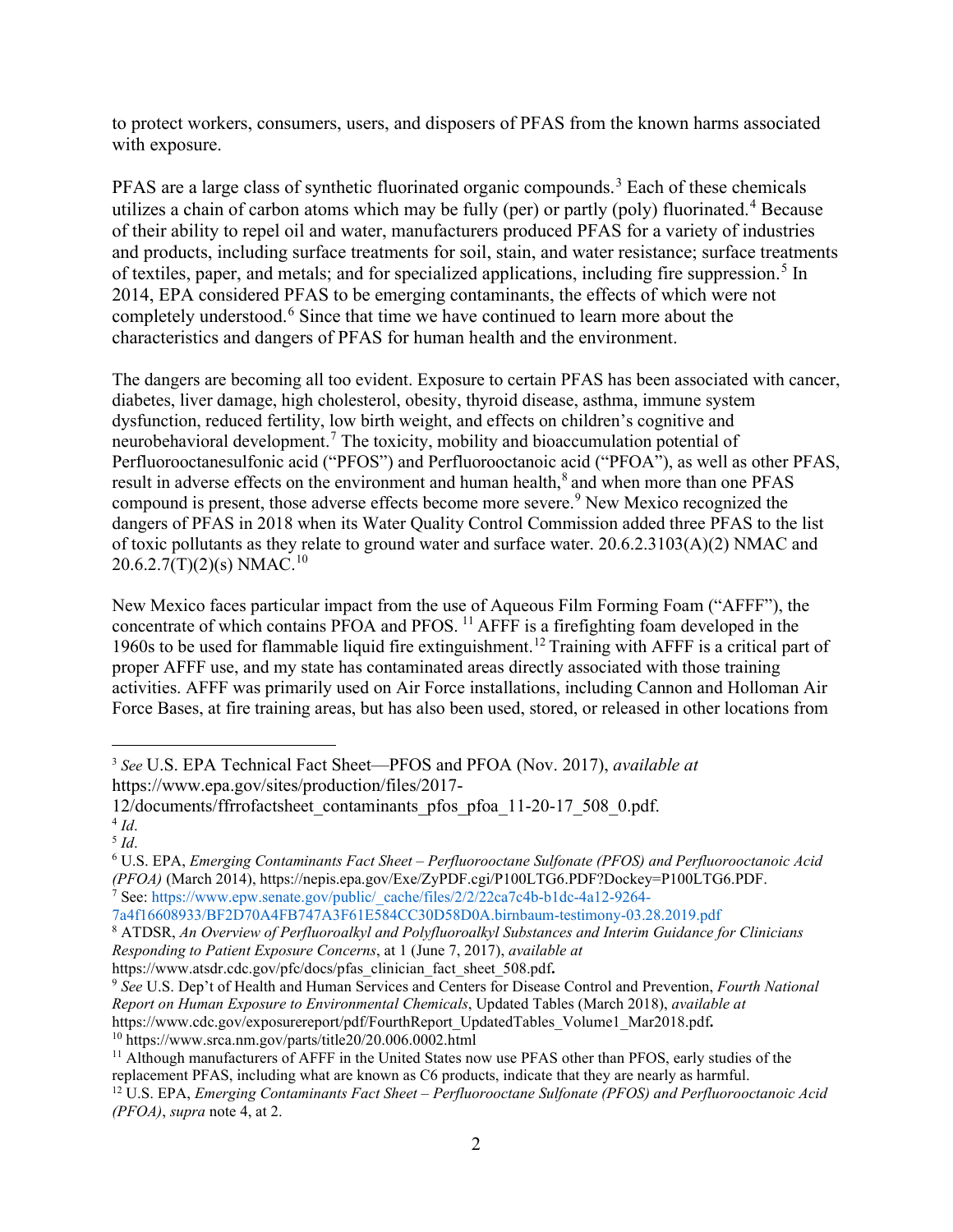to protect workers, consumers, users, and disposers of PFAS from the known harms associated with exposure.

PFAS are a large class of synthetic fluorinated organic compounds.[3] Each of these chemicals utilizes a chain of carbon atoms which may be fully (per) or partly (poly) fluorinated.[4] Because of their ability to repel oil and water, manufacturers produced PFAS for a variety of industries and products, including surface treatments for soil, stain, and water resistance; surface treatments of textiles, paper, and metals; and for specialized applications, including fire suppression.[5] In 2014, EPA considered PFAS to be emerging contaminants, the effects of which were not completely understood.[6] Since that time we have continued to learn more about the characteristics and dangers of PFAS for human health and the environment.

The dangers are becoming all too evident. Exposure to certain PFAS has been associated with cancer, diabetes, liver damage, high cholesterol, obesity, thyroid disease, asthma, immune system dysfunction, reduced fertility, low birth weight, and effects on children's cognitive and neurobehavioral development.[7] The toxicity, mobility and bioaccumulation potential of Perfluorooctanesulfonic acid ("PFOS") and Perfluorooctanoic acid ("PFOA"), as well as other PFAS, result in adverse effects on the environment and human health,[8] and when more than one PFAS compound is present, those adverse effects become more severe.[9] New Mexico recognized the dangers of PFAS in 2018 when its Water Quality Control Commission added three PFAS to the list of toxic pollutants as they relate to ground water and surface water. 20.6.2.3103(A)(2) NMAC and 20.6.2.7(T)(2)(s) NMAC.[10]

New Mexico faces particular impact from the use of Aqueous Film Forming Foam ("AFFF"), the concentrate of which contains PFOA and PFOS.[11] AFFF is a firefighting foam developed in the 1960s to be used for flammable liquid fire extinguishment.[12] Training with AFFF is a critical part of proper AFFF use, and my state has contaminated areas directly associated with those training activities. AFFF was primarily used on Air Force installations, including Cannon and Holloman Air Force Bases, at fire training areas, but has also been used, stored, or released in other locations from

---

[3] *See* U.S. EPA Technical Fact Sheet—PFOS and PFOA (Nov. 2017), *available at* https://www.epa.gov/sites/production/files/2017-12/documents/ffrrofactsheet_contaminants_pfos_pfoa_11-20-17_508_0.pdf.

[4] *Id*.

[5] *Id*.

[6] U.S. EPA, *Emerging Contaminants Fact Sheet – Perfluorooctane Sulfonate (PFOS) and Perfluorooctanoic Acid (PFOA)* (March 2014), https://nepis.epa.gov/Exe/ZyPDF.cgi/P100LTG6.PDF?Dockey=P100LTG6.PDF.

[7] See: https://www.epw.senate.gov/public/_cache/files/2/2/22ca7c4b-b1dc-4a12-9264-7a4f16608933/BF2D70A4FB747A3F61E584CC30D58D0A.birnbaum-testimony-03.28.2019.pdf

[8] ATDSR, *An Overview of Perfluoroalkyl and Polyfluoroalkyl Substances and Interim Guidance for Clinicians Responding to Patient Exposure Concerns*, at 1 (June 7, 2017), *available at* https://www.atsdr.cdc.gov/pfc/docs/pfas_clinician_fact_sheet_508.pdf.

[9] *See* U.S. Dep't of Health and Human Services and Centers for Disease Control and Prevention, *Fourth National Report on Human Exposure to Environmental Chemicals*, Updated Tables (March 2018), *available at* https://www.cdc.gov/exposurereport/pdf/FourthReport_UpdatedTables_Volume1_Mar2018.pdf.

[10] https://www.srca.nm.gov/parts/title20/20.006.0002.html

[11] Although manufacturers of AFFF in the United States now use PFAS other than PFOS, early studies of the replacement PFAS, including what are known as C6 products, indicate that they are nearly as harmful.

[12] U.S. EPA, *Emerging Contaminants Fact Sheet – Perfluorooctane Sulfonate (PFOS) and Perfluorooctanoic Acid (PFOA)*, *supra* note 4, at 2.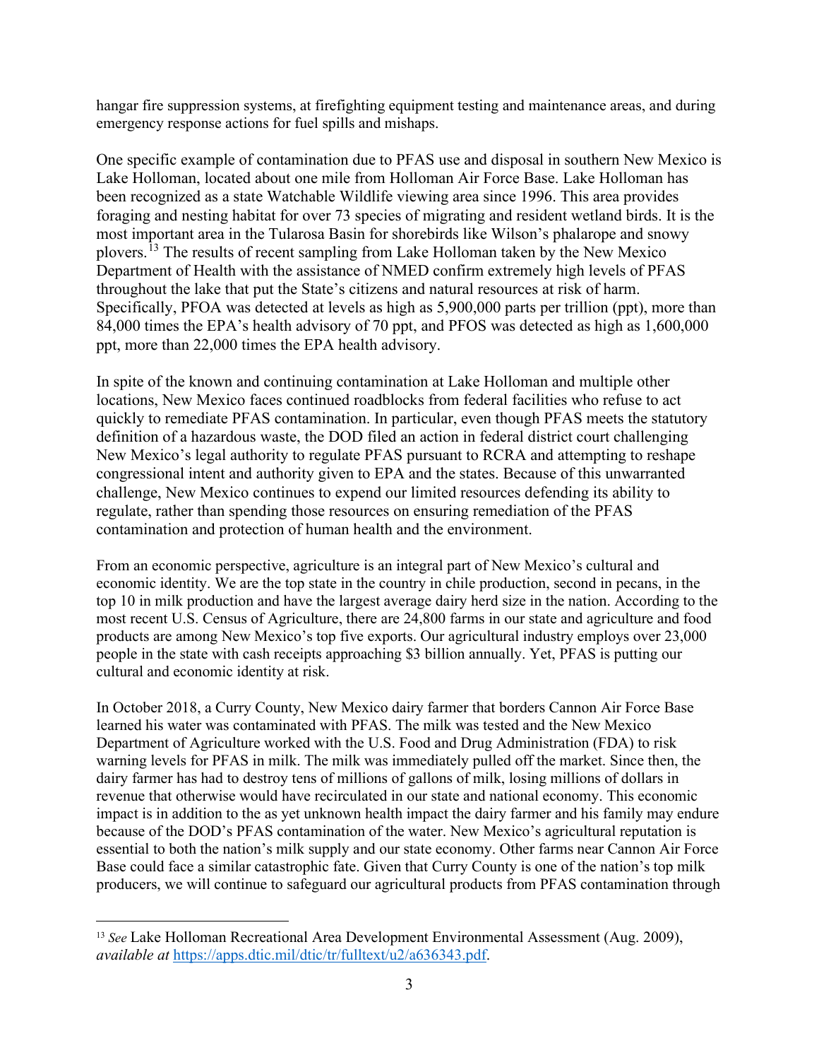hangar fire suppression systems, at firefighting equipment testing and maintenance areas, and during emergency response actions for fuel spills and mishaps.

One specific example of contamination due to PFAS use and disposal in southern New Mexico is Lake Holloman, located about one mile from Holloman Air Force Base. Lake Holloman has been recognized as a state Watchable Wildlife viewing area since 1996. This area provides foraging and nesting habitat for over 73 species of migrating and resident wetland birds. It is the most important area in the Tularosa Basin for shorebirds like Wilson's phalarope and snowy plovers.[13] The results of recent sampling from Lake Holloman taken by the New Mexico Department of Health with the assistance of NMED confirm extremely high levels of PFAS throughout the lake that put the State's citizens and natural resources at risk of harm. Specifically, PFOA was detected at levels as high as 5,900,000 parts per trillion (ppt), more than 84,000 times the EPA's health advisory of 70 ppt, and PFOS was detected as high as 1,600,000 ppt, more than 22,000 times the EPA health advisory.

In spite of the known and continuing contamination at Lake Holloman and multiple other locations, New Mexico faces continued roadblocks from federal facilities who refuse to act quickly to remediate PFAS contamination. In particular, even though PFAS meets the statutory definition of a hazardous waste, the DOD filed an action in federal district court challenging New Mexico's legal authority to regulate PFAS pursuant to RCRA and attempting to reshape congressional intent and authority given to EPA and the states. Because of this unwarranted challenge, New Mexico continues to expend our limited resources defending its ability to regulate, rather than spending those resources on ensuring remediation of the PFAS contamination and protection of human health and the environment.

From an economic perspective, agriculture is an integral part of New Mexico's cultural and economic identity. We are the top state in the country in chile production, second in pecans, in the top 10 in milk production and have the largest average dairy herd size in the nation. According to the most recent U.S. Census of Agriculture, there are 24,800 farms in our state and agriculture and food products are among New Mexico's top five exports. Our agricultural industry employs over 23,000 people in the state with cash receipts approaching $3 billion annually. Yet, PFAS is putting our cultural and economic identity at risk.

In October 2018, a Curry County, New Mexico dairy farmer that borders Cannon Air Force Base learned his water was contaminated with PFAS. The milk was tested and the New Mexico Department of Agriculture worked with the U.S. Food and Drug Administration (FDA) to risk warning levels for PFAS in milk. The milk was immediately pulled off the market. Since then, the dairy farmer has had to destroy tens of millions of gallons of milk, losing millions of dollars in revenue that otherwise would have recirculated in our state and national economy. This economic impact is in addition to the as yet unknown health impact the dairy farmer and his family may endure because of the DOD's PFAS contamination of the water. New Mexico's agricultural reputation is essential to both the nation's milk supply and our state economy. Other farms near Cannon Air Force Base could face a similar catastrophic fate. Given that Curry County is one of the nation's top milk producers, we will continue to safeguard our agricultural products from PFAS contamination through

---

[13] *See* Lake Holloman Recreational Area Development Environmental Assessment (Aug. 2009), *available at* https://apps.dtic.mil/dtic/tr/fulltext/u2/a636343.pdf.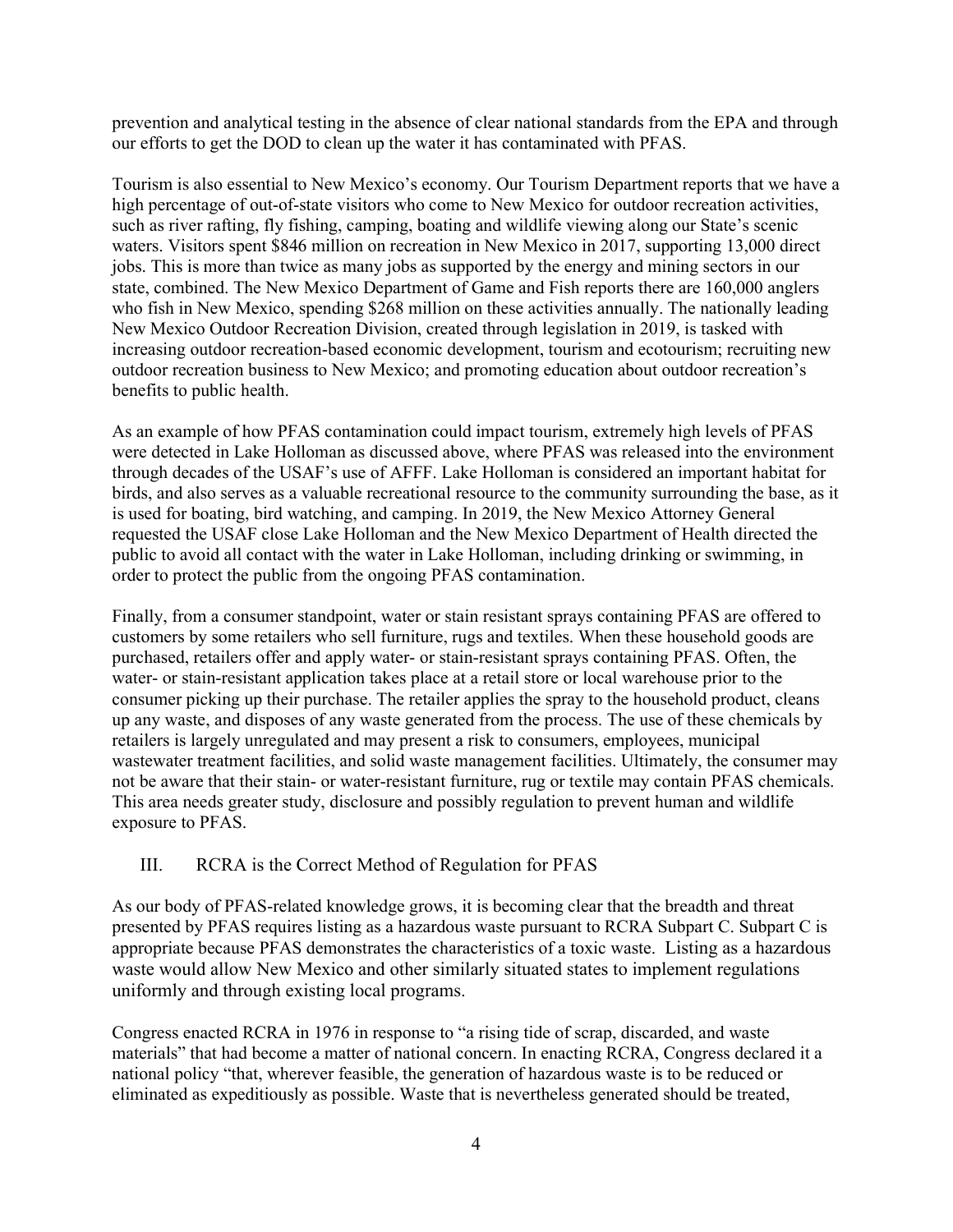prevention and analytical testing in the absence of clear national standards from the EPA and through our efforts to get the DOD to clean up the water it has contaminated with PFAS.

Tourism is also essential to New Mexico's economy. Our Tourism Department reports that we have a high percentage of out-of-state visitors who come to New Mexico for outdoor recreation activities, such as river rafting, fly fishing, camping, boating and wildlife viewing along our State's scenic waters. Visitors spent $846 million on recreation in New Mexico in 2017, supporting 13,000 direct jobs. This is more than twice as many jobs as supported by the energy and mining sectors in our state, combined. The New Mexico Department of Game and Fish reports there are 160,000 anglers who fish in New Mexico, spending $268 million on these activities annually. The nationally leading New Mexico Outdoor Recreation Division, created through legislation in 2019, is tasked with increasing outdoor recreation-based economic development, tourism and ecotourism; recruiting new outdoor recreation business to New Mexico; and promoting education about outdoor recreation's benefits to public health.

As an example of how PFAS contamination could impact tourism, extremely high levels of PFAS were detected in Lake Holloman as discussed above, where PFAS was released into the environment through decades of the USAF's use of AFFF. Lake Holloman is considered an important habitat for birds, and also serves as a valuable recreational resource to the community surrounding the base, as it is used for boating, bird watching, and camping. In 2019, the New Mexico Attorney General requested the USAF close Lake Holloman and the New Mexico Department of Health directed the public to avoid all contact with the water in Lake Holloman, including drinking or swimming, in order to protect the public from the ongoing PFAS contamination.

Finally, from a consumer standpoint, water or stain resistant sprays containing PFAS are offered to customers by some retailers who sell furniture, rugs and textiles. When these household goods are purchased, retailers offer and apply water- or stain-resistant sprays containing PFAS. Often, the water- or stain-resistant application takes place at a retail store or local warehouse prior to the consumer picking up their purchase. The retailer applies the spray to the household product, cleans up any waste, and disposes of any waste generated from the process. The use of these chemicals by retailers is largely unregulated and may present a risk to consumers, employees, municipal wastewater treatment facilities, and solid waste management facilities. Ultimately, the consumer may not be aware that their stain- or water-resistant furniture, rug or textile may contain PFAS chemicals. This area needs greater study, disclosure and possibly regulation to prevent human and wildlife exposure to PFAS.

## III. RCRA is the Correct Method of Regulation for PFAS

As our body of PFAS-related knowledge grows, it is becoming clear that the breadth and threat presented by PFAS requires listing as a hazardous waste pursuant to RCRA Subpart C. Subpart C is appropriate because PFAS demonstrates the characteristics of a toxic waste. Listing as a hazardous waste would allow New Mexico and other similarly situated states to implement regulations uniformly and through existing local programs.

Congress enacted RCRA in 1976 in response to "a rising tide of scrap, discarded, and waste materials" that had become a matter of national concern. In enacting RCRA, Congress declared it a national policy "that, wherever feasible, the generation of hazardous waste is to be reduced or eliminated as expeditiously as possible. Waste that is nevertheless generated should be treated,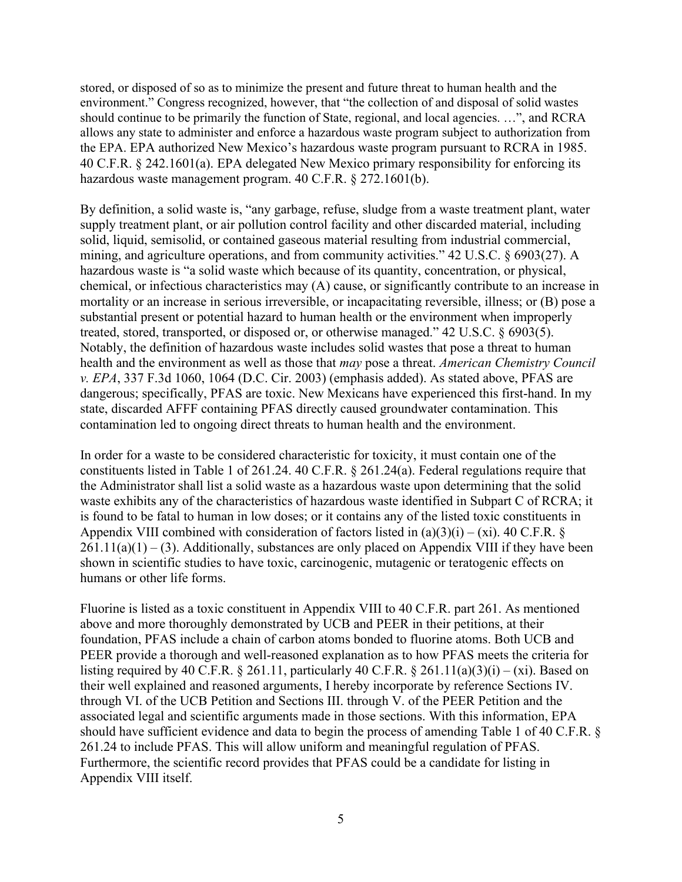stored, or disposed of so as to minimize the present and future threat to human health and the environment." Congress recognized, however, that "the collection of and disposal of solid wastes should continue to be primarily the function of State, regional, and local agencies. …", and RCRA allows any state to administer and enforce a hazardous waste program subject to authorization from the EPA. EPA authorized New Mexico's hazardous waste program pursuant to RCRA in 1985. 40 C.F.R. § 242.1601(a). EPA delegated New Mexico primary responsibility for enforcing its hazardous waste management program. 40 C.F.R. § 272.1601(b).

By definition, a solid waste is, "any garbage, refuse, sludge from a waste treatment plant, water supply treatment plant, or air pollution control facility and other discarded material, including solid, liquid, semisolid, or contained gaseous material resulting from industrial commercial, mining, and agriculture operations, and from community activities." 42 U.S.C. § 6903(27). A hazardous waste is "a solid waste which because of its quantity, concentration, or physical, chemical, or infectious characteristics may (A) cause, or significantly contribute to an increase in mortality or an increase in serious irreversible, or incapacitating reversible, illness; or (B) pose a substantial present or potential hazard to human health or the environment when improperly treated, stored, transported, or disposed or, or otherwise managed." 42 U.S.C. § 6903(5). Notably, the definition of hazardous waste includes solid wastes that pose a threat to human health and the environment as well as those that *may* pose a threat. *American Chemistry Council v. EPA*, 337 F.3d 1060, 1064 (D.C. Cir. 2003) (emphasis added). As stated above, PFAS are dangerous; specifically, PFAS are toxic. New Mexicans have experienced this first-hand. In my state, discarded AFFF containing PFAS directly caused groundwater contamination. This contamination led to ongoing direct threats to human health and the environment.

In order for a waste to be considered characteristic for toxicity, it must contain one of the constituents listed in Table 1 of 261.24. 40 C.F.R. § 261.24(a). Federal regulations require that the Administrator shall list a solid waste as a hazardous waste upon determining that the solid waste exhibits any of the characteristics of hazardous waste identified in Subpart C of RCRA; it is found to be fatal to human in low doses; or it contains any of the listed toxic constituents in Appendix VIII combined with consideration of factors listed in (a)(3)(i) – (xi). 40 C.F.R. § 261.11(a)(1) – (3). Additionally, substances are only placed on Appendix VIII if they have been shown in scientific studies to have toxic, carcinogenic, mutagenic or teratogenic effects on humans or other life forms.

Fluorine is listed as a toxic constituent in Appendix VIII to 40 C.F.R. part 261. As mentioned above and more thoroughly demonstrated by UCB and PEER in their petitions, at their foundation, PFAS include a chain of carbon atoms bonded to fluorine atoms. Both UCB and PEER provide a thorough and well-reasoned explanation as to how PFAS meets the criteria for listing required by 40 C.F.R. § 261.11, particularly 40 C.F.R. § 261.11(a)(3)(i) – (xi). Based on their well explained and reasoned arguments, I hereby incorporate by reference Sections IV. through VI. of the UCB Petition and Sections III. through V. of the PEER Petition and the associated legal and scientific arguments made in those sections. With this information, EPA should have sufficient evidence and data to begin the process of amending Table 1 of 40 C.F.R. § 261.24 to include PFAS. This will allow uniform and meaningful regulation of PFAS. Furthermore, the scientific record provides that PFAS could be a candidate for listing in Appendix VIII itself.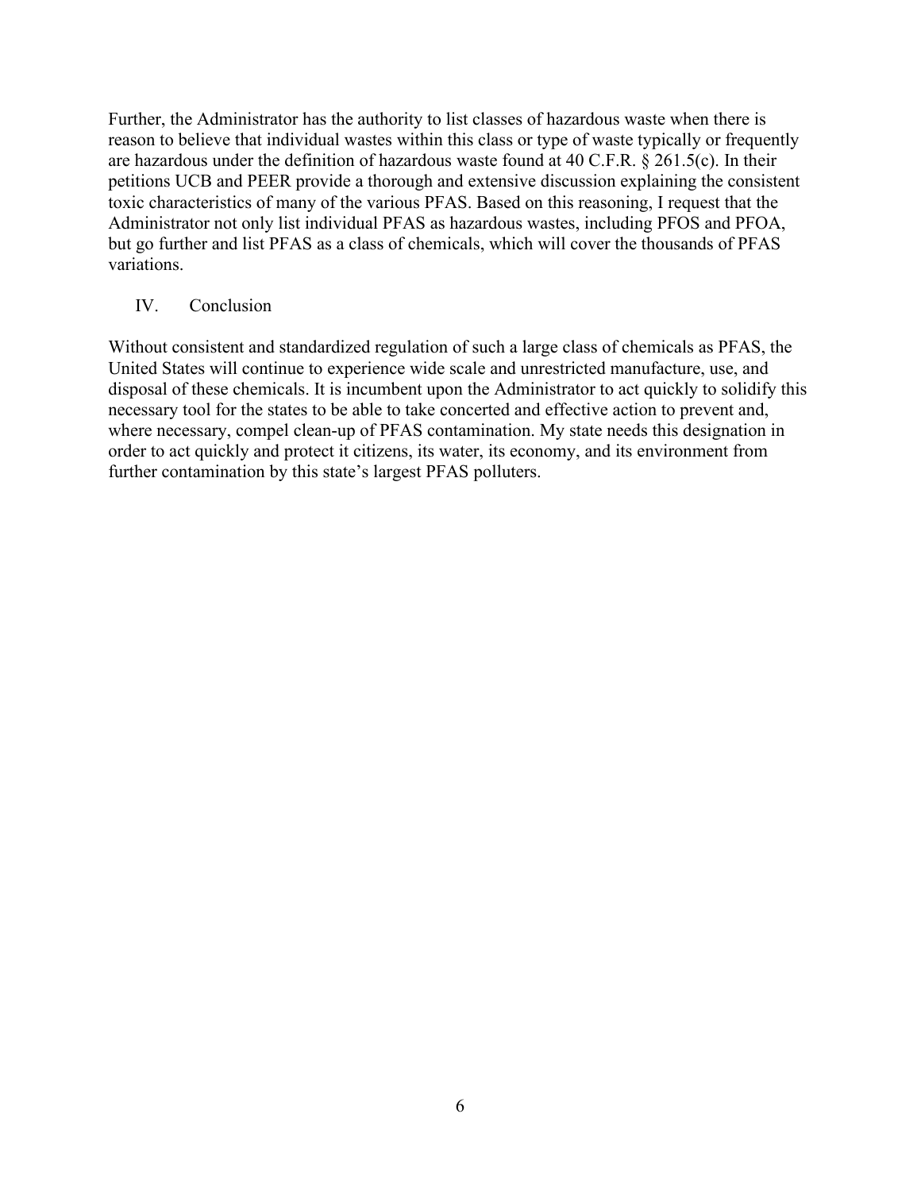Further, the Administrator has the authority to list classes of hazardous waste when there is reason to believe that individual wastes within this class or type of waste typically or frequently are hazardous under the definition of hazardous waste found at 40 C.F.R. § 261.5(c). In their petitions UCB and PEER provide a thorough and extensive discussion explaining the consistent toxic characteristics of many of the various PFAS. Based on this reasoning, I request that the Administrator not only list individual PFAS as hazardous wastes, including PFOS and PFOA, but go further and list PFAS as a class of chemicals, which will cover the thousands of PFAS variations.

## IV. Conclusion

Without consistent and standardized regulation of such a large class of chemicals as PFAS, the United States will continue to experience wide scale and unrestricted manufacture, use, and disposal of these chemicals. It is incumbent upon the Administrator to act quickly to solidify this necessary tool for the states to be able to take concerted and effective action to prevent and, where necessary, compel clean-up of PFAS contamination. My state needs this designation in order to act quickly and protect it citizens, its water, its economy, and its environment from further contamination by this state's largest PFAS polluters.